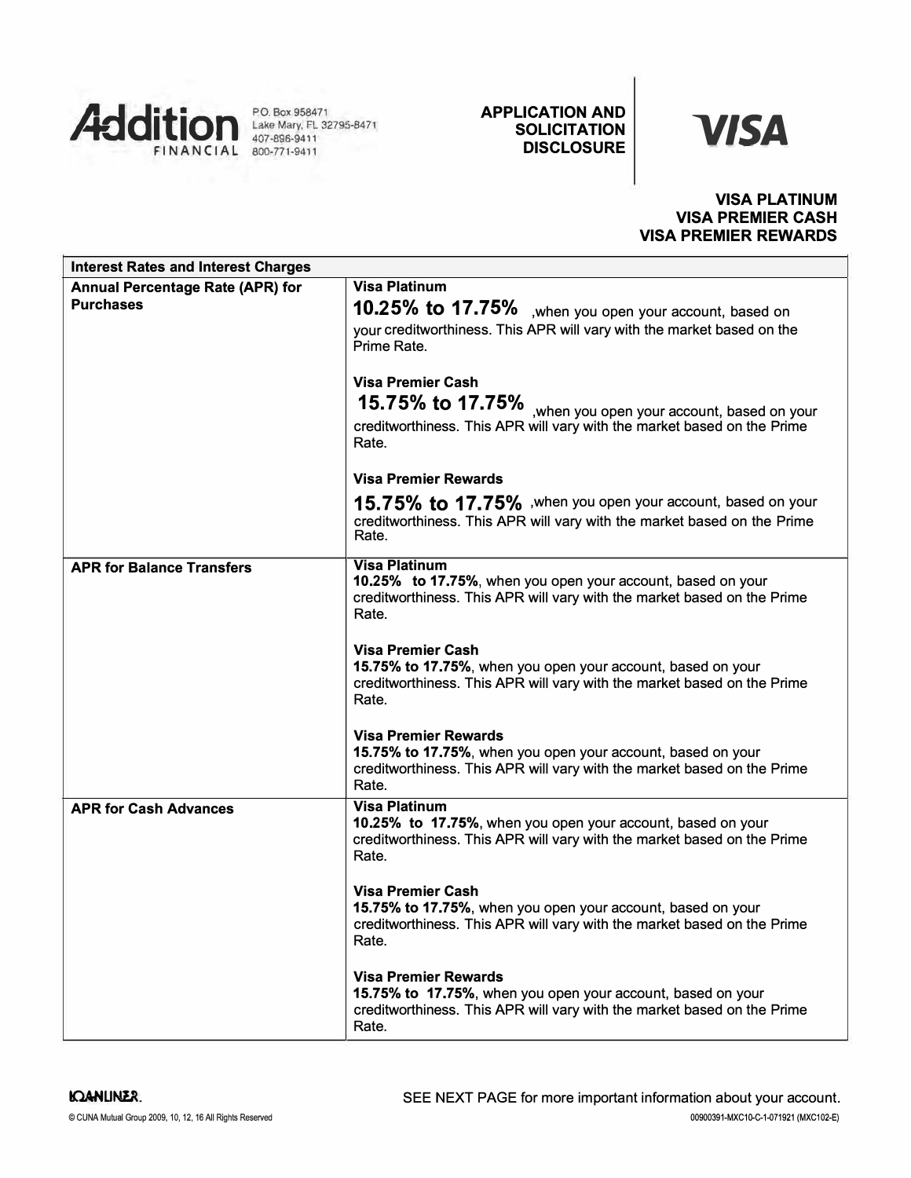Addition FINANCIAL
P.O. Box 958471
Lake Mary, FL 32795-8471
407-896-9411
800-771-9411

# APPLICATION AND SOLICITATION DISCLOSURE

VISA

**VISA PLATINUM**
**VISA PREMIER CASH**
**VISA PREMIER REWARDS**

| Interest Rates and Interest Charges | |
|---|---|
| **Annual Percentage Rate (APR) for Purchases** | **Visa Platinum**<br>**10.25% to 17.75%** ,when you open your account, based on your creditworthiness. This APR will vary with the market based on the Prime Rate.<br><br>**Visa Premier Cash**<br>**15.75% to 17.75%** ,when you open your account, based on your creditworthiness. This APR will vary with the market based on the Prime Rate.<br><br>**Visa Premier Rewards**<br>**15.75% to 17.75%** ,when you open your account, based on your creditworthiness. This APR will vary with the market based on the Prime Rate. |
| **APR for Balance Transfers** | **Visa Platinum**<br>**10.25% to 17.75%**, when you open your account, based on your creditworthiness. This APR will vary with the market based on the Prime Rate.<br><br>**Visa Premier Cash**<br>**15.75% to 17.75%**, when you open your account, based on your creditworthiness. This APR will vary with the market based on the Prime Rate.<br><br>**Visa Premier Rewards**<br>**15.75% to 17.75%**, when you open your account, based on your creditworthiness. This APR will vary with the market based on the Prime Rate. |
| **APR for Cash Advances** | **Visa Platinum**<br>**10.25% to 17.75%**, when you open your account, based on your creditworthiness. This APR will vary with the market based on the Prime Rate.<br><br>**Visa Premier Cash**<br>**15.75% to 17.75%**, when you open your account, based on your creditworthiness. This APR will vary with the market based on the Prime Rate.<br><br>**Visa Premier Rewards**<br>**15.75% to 17.75%**, when you open your account, based on your creditworthiness. This APR will vary with the market based on the Prime Rate. |

LOANLINER.

SEE NEXT PAGE for more important information about your account.

© CUNA Mutual Group 2009, 10, 12, 16 All Rights Reserved

00900391-MXC10-C-1-071921 (MXC102-E)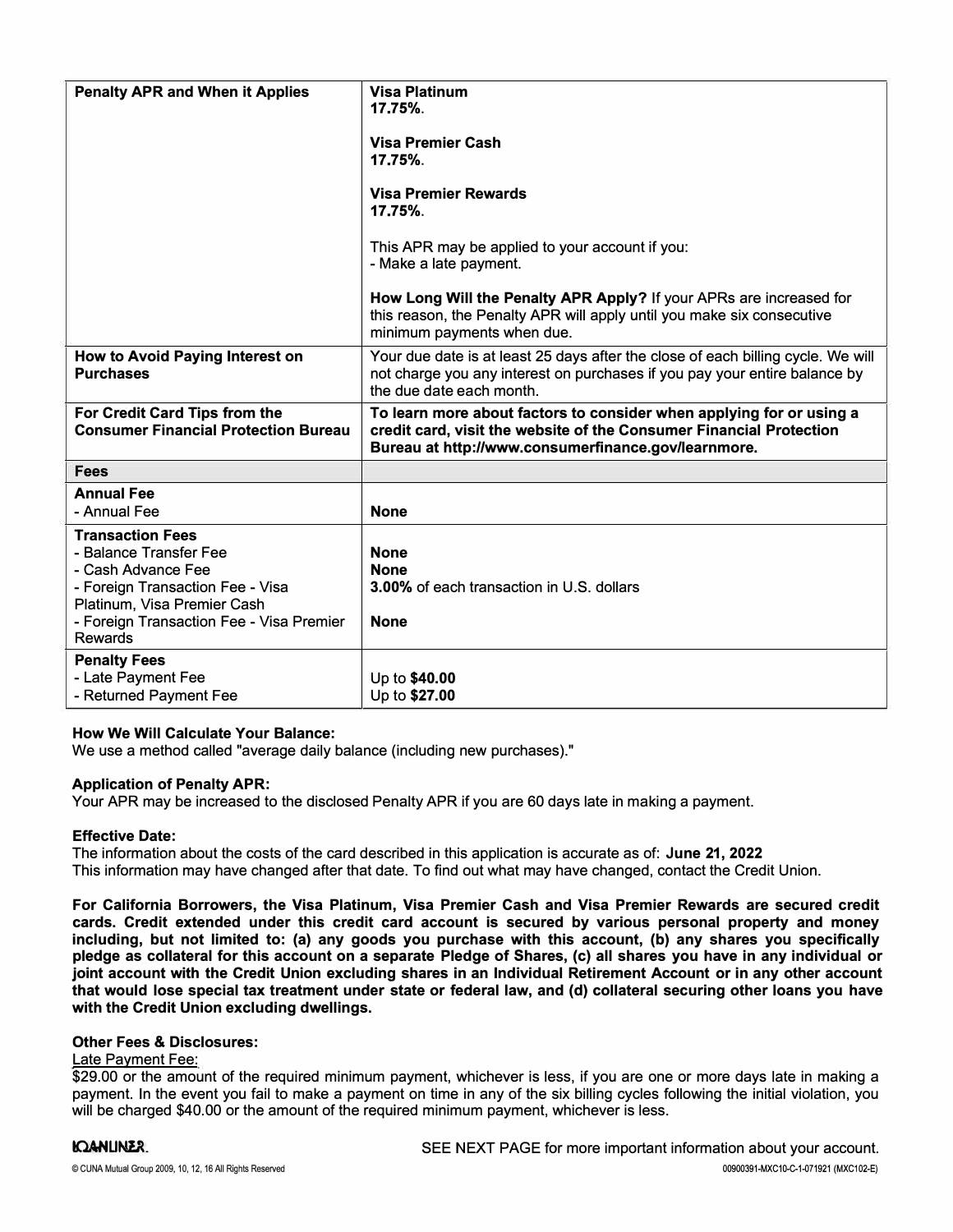| | |
|---|---|
| **Penalty APR and When it Applies** | **Visa Platinum**<br>**17.75%**.<br><br>**Visa Premier Cash**<br>**17.75%**.<br><br>**Visa Premier Rewards**<br>**17.75%**.<br><br>This APR may be applied to your account if you:<br>- Make a late payment.<br><br>**How Long Will the Penalty APR Apply?** If your APRs are increased for this reason, the Penalty APR will apply until you make six consecutive minimum payments when due. |
| **How to Avoid Paying Interest on Purchases** | Your due date is at least 25 days after the close of each billing cycle. We will not charge you any interest on purchases if you pay your entire balance by the due date each month. |
| **For Credit Card Tips from the Consumer Financial Protection Bureau** | **To learn more about factors to consider when applying for or using a credit card, visit the website of the Consumer Financial Protection Bureau at http://www.consumerfinance.gov/learnmore.** |
| **Fees** | |
| **Annual Fee**<br>- Annual Fee | <br>**None** |
| **Transaction Fees**<br>- Balance Transfer Fee<br>- Cash Advance Fee<br>- Foreign Transaction Fee - Visa Platinum, Visa Premier Cash<br>- Foreign Transaction Fee - Visa Premier Rewards | <br>**None**<br>**None**<br>**3.00%** of each transaction in U.S. dollars<br><br>**None** |
| **Penalty Fees**<br>- Late Payment Fee<br>- Returned Payment Fee | <br>Up to **$40.00**<br>Up to **$27.00** |

**How We Will Calculate Your Balance:**
We use a method called "average daily balance (including new purchases)."

**Application of Penalty APR:**
Your APR may be increased to the disclosed Penalty APR if you are 60 days late in making a payment.

**Effective Date:**
The information about the costs of the card described in this application is accurate as of: **June 21, 2022**
This information may have changed after that date. To find out what may have changed, contact the Credit Union.

**For California Borrowers, the Visa Platinum, Visa Premier Cash and Visa Premier Rewards are secured credit cards. Credit extended under this credit card account is secured by various personal property and money including, but not limited to: (a) any goods you purchase with this account, (b) any shares you specifically pledge as collateral for this account on a separate Pledge of Shares, (c) all shares you have in any individual or joint account with the Credit Union excluding shares in an Individual Retirement Account or in any other account that would lose special tax treatment under state or federal law, and (d) collateral securing other loans you have with the Credit Union excluding dwellings.**

**Other Fees & Disclosures:**

Late Payment Fee:
$29.00 or the amount of the required minimum payment, whichever is less, if you are one or more days late in making a payment. In the event you fail to make a payment on time in any of the six billing cycles following the initial violation, you will be charged $40.00 or the amount of the required minimum payment, whichever is less.

SEE NEXT PAGE for more important information about your account.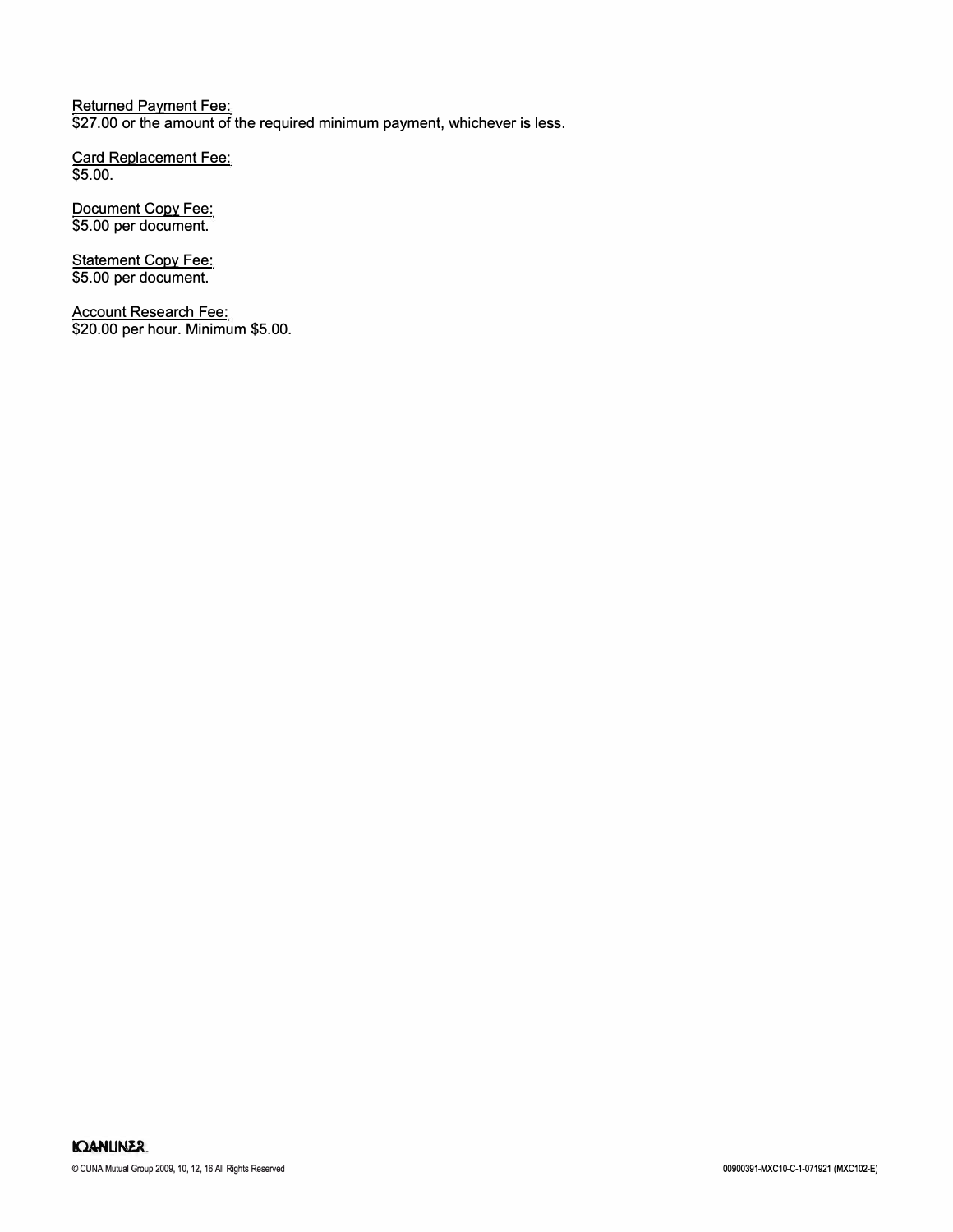Returned Payment Fee:
$27.00 or the amount of the required minimum payment, whichever is less.

Card Replacement Fee:
$5.00.

Document Copy Fee:
$5.00 per document.

Statement Copy Fee:
$5.00 per document.

Account Research Fee:
$20.00 per hour. Minimum $5.00.

LOANLINER.

© CUNA Mutual Group 2009, 10, 12, 16 All Rights Reserved

00900391-MXC10-C-1-071921 (MXC102-E)